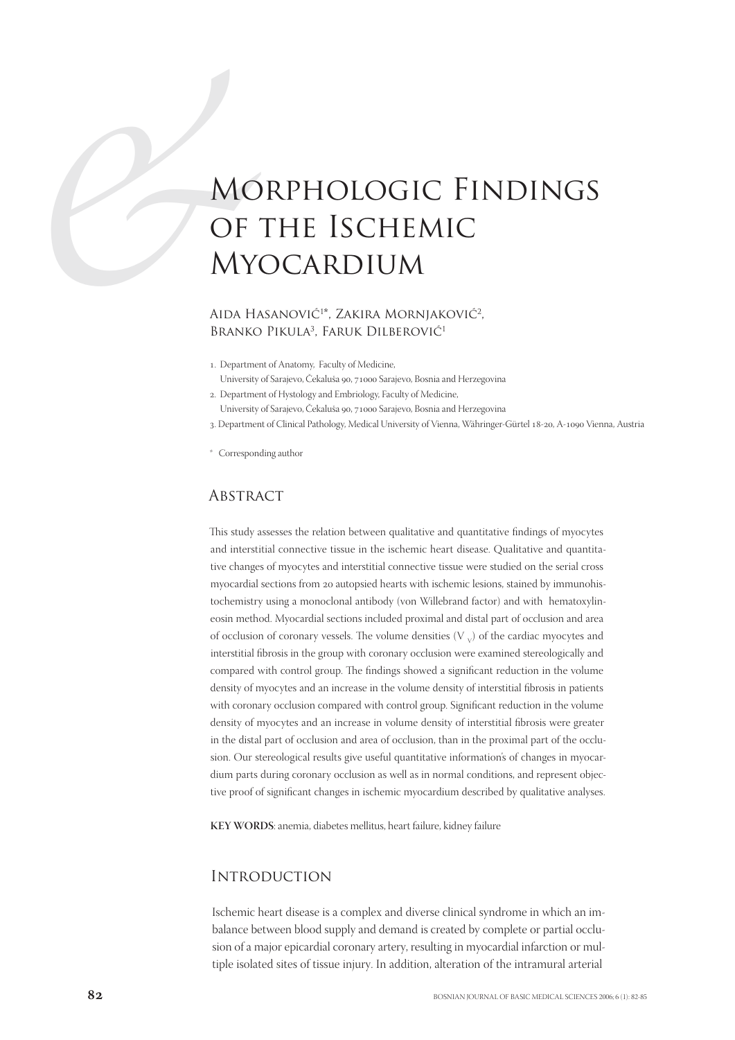# Morphologic Findings of the Ischemic Myocardium

Aida Hasanović[1]*, Zakira Mornjaković[2], Branko Pikula[3], Faruk Dilberović[1]

1. Department of Anatomy, Faculty of Medicine, University of Sarajevo, Čekaluša 90, 71000 Sarajevo, Bosnia and Herzegovina
2. Department of Hystology and Embriology, Faculty of Medicine, University of Sarajevo, Čekaluša 90, 71000 Sarajevo, Bosnia and Herzegovina
3. Department of Clinical Pathology, Medical University of Vienna, Währinger-Gürtel 18-20, A-1090 Vienna, Austria

\* Corresponding author

## Abstract

This study assesses the relation between qualitative and quantitative findings of myocytes and interstitial connective tissue in the ischemic heart disease. Qualitative and quantitative changes of myocytes and interstitial connective tissue were studied on the serial cross myocardial sections from 20 autopsied hearts with ischemic lesions, stained by immunohistochemistry using a monoclonal antibody (von Willebrand factor) and with hematoxylineosin method. Myocardial sections included proximal and distal part of occlusion and area of occlusion of coronary vessels. The volume densities ($V_V$) of the cardiac myocytes and interstitial fibrosis in the group with coronary occlusion were examined stereologically and compared with control group. The findings showed a significant reduction in the volume density of myocytes and an increase in the volume density of interstitial fibrosis in patients with coronary occlusion compared with control group. Significant reduction in the volume density of myocytes and an increase in volume density of interstitial fibrosis were greater in the distal part of occlusion and area of occlusion, than in the proximal part of the occlusion. Our stereological results give useful quantitative information's of changes in myocardium parts during coronary occlusion as well as in normal conditions, and represent objective proof of significant changes in ischemic myocardium described by qualitative analyses.

**KEY WORDS**: anemia, diabetes mellitus, heart failure, kidney failure

## Introduction

Ischemic heart disease is a complex and diverse clinical syndrome in which an imbalance between blood supply and demand is created by complete or partial occlusion of a major epicardial coronary artery, resulting in myocardial infarction or multiple isolated sites of tissue injury. In addition, alteration of the intramural arterial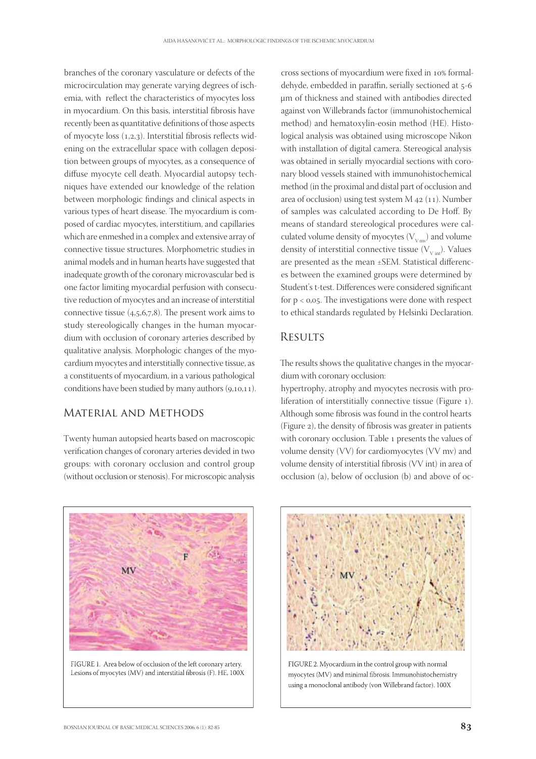branches of the coronary vasculature or defects of the microcirculation may generate varying degrees of ischemia, with reflect the characteristics of myocytes loss in myocardium. On this basis, interstitial fibrosis have recently been as quantitative definitions of those aspects of myocyte loss (1,2,3). Interstitial fibrosis reflects widening on the extracellular space with collagen deposition between groups of myocytes, as a consequence of diffuse myocyte cell death. Myocardial autopsy techniques have extended our knowledge of the relation between morphologic findings and clinical aspects in various types of heart disease. The myocardium is composed of cardiac myocytes, interstitium, and capillaries which are enmeshed in a complex and extensive array of connective tissue structures. Morphometric studies in animal models and in human hearts have suggested that inadequate growth of the coronary microvascular bed is one factor limiting myocardial perfusion with consecutive reduction of myocytes and an increase of interstitial connective tissue (4,5,6,7,8). The present work aims to study stereologically changes in the human myocardium with occlusion of coronary arteries described by qualitative analysis. Morphologic changes of the myocardium myocytes and interstitially connective tissue, as a constituents of myocardium, in a various pathological conditions have been studied by many authors (9,10,11).

## Material and Methods

Twenty human autopsied hearts based on macroscopic verification changes of coronary arteries devided in two groups: with coronary occlusion and control group (without occlusion or stenosis). For microscopic analysis cross sections of myocardium were fixed in 10% formaldehyde, embedded in paraffin, serially sectioned at 5-6 μm of thickness and stained with antibodies directed against von Willebrands factor (immunohistochemical method) and hematoxylin-eosin method (HE). Histological analysis was obtained using microscope Nikon with installation of digital camera. Stereogical analysis was obtained in serially myocardial sections with coronary blood vessels stained with immunohistochemical method (in the proximal and distal part of occlusion and area of occlusion) using test system M 42 (11). Number of samples was calculated according to De Hoff. By means of standard stereological procedures were calculated volume density of myocytes ($V_{V\,mv}$) and volume density of interstitial connective tissue ($V_{V\,int}$). Values are presented as the mean ±SEM. Statistical differences between the examined groups were determined by Student's t-test. Differences were considered significant for $p < 0{,}05$. The investigations were done with respect to ethical standards regulated by Helsinki Declaration.

## Results

The results shows the qualitative changes in the myocardium with coronary occlusion:

hypertrophy, atrophy and myocytes necrosis with proliferation of interstitially connective tissue (Figure 1). Although some fibrosis was found in the control hearts (Figure 2), the density of fibrosis was greater in patients with coronary occlusion. Table 1 presents the values of volume density (VV) for cardiomyocytes (VV mv) and volume density of interstitial fibrosis (VV int) in area of occlusion (a), below of occlusion (b) and above of oc-

FIGURE 1. Area below of occlusion of the left coronary artery. Lesions of myocytes (MV) and interstitial fibrosis (F). HE, 100X

FIGURE 2. Myocardium in the control group with normal myocytes (MV) and minimal fibrosis. Immunohistochemistry using a monoclonal antibody (von Willebrand factor). 100X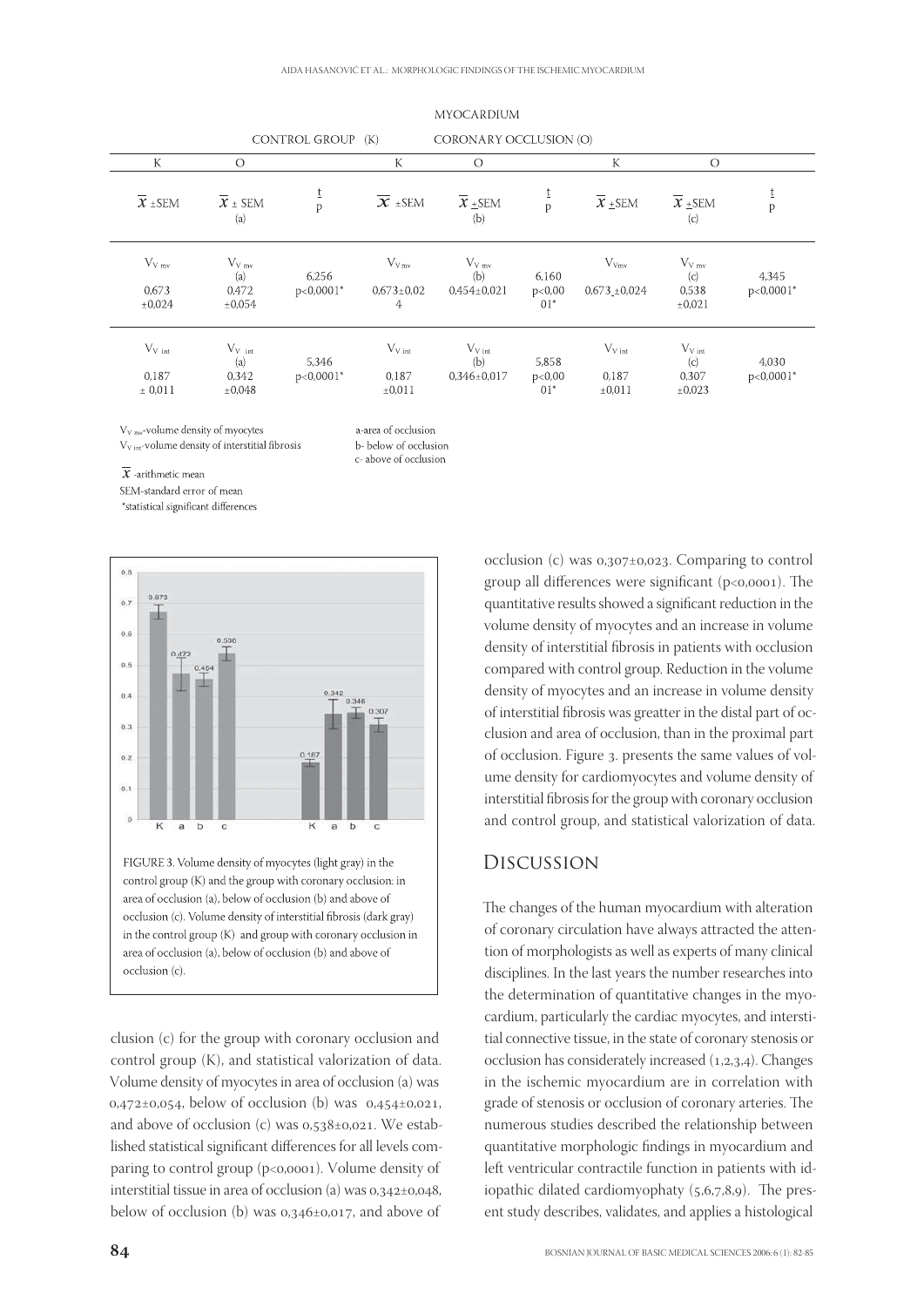MYOCARDIUM

| CONTROL GROUP (K) | | | CORONARY OCCLUSION (O) | | | | | |
|---|---|---|---|---|---|---|---|---|
| K | O | | K | O | | K | O | |
| $\overline{x}$ ±SEM | $\overline{x}$ ± SEM (a) | t p | $\overline{x}$ ±SEM | $\overline{x}$ ±SEM (b) | t p | $\overline{x}$ ±SEM | $\overline{x}$ ±SEM (c) | t p |
| $V_{V\ mv}$ 0,673 ±0,024 | $V_{V\ mv}$ (a) 0,472 ±0,054 | 6,256 p<0,0001* | $V_{V\ mv}$ 0,673±0,024 | $V_{V\ mv}$ (b) 0,454±0,021 | 6,160 p<0,0001* | $V_{Vmv}$ 0,673 ±0,024 | $V_{V\ mv}$ (c) 0,538 ±0,021 | 4,345 p<0,0001* |
| $V_{V\ int}$ 0,187 ± 0,011 | $V_{V\ int}$ (a) 0,342 ±0,048 | 5,346 p<0,0001* | $V_{V\ int}$ 0,187 ±0,011 | $V_{V\ int}$ (b) 0,346±0,017 | 5,858 p<0,0001* | $V_{V\ int}$ 0,187 ±0,011 | $V_{V\ int}$ (c) 0,307 ±0,023 | 4,030 p<0,0001* |

$V_{V\ mv}$-volume density of myocytes
$V_{V\ int}$-volume density of interstitial fibrosis
$\overline{x}$ -arithmetic mean
SEM-standard error of mean
*statistical significant differences

a-area of occlusion
b- below of occlusion
c- above of occlusion

FIGURE 3. Volume density of myocytes (light gray) in the control group (K) and the group with coronary occlusion: in area of occlusion (a), below of occlusion (b) and above of occlusion (c). Volume density of interstitial fibrosis (dark gray) in the control group (K) and group with coronary occlusion in area of occlusion (a), below of occlusion (b) and above of occlusion (c).

clusion (c) for the group with coronary occlusion and control group (K), and statistical valorization of data. Volume density of myocytes in area of occlusion (a) was 0,472±0,054, below of occlusion (b) was 0,454±0,021, and above of occlusion (c) was 0,538±0,021. We established statistical significant differences for all levels comparing to control group (p<0,0001). Volume density of interstitial tissue in area of occlusion (a) was 0,342±0,048, below of occlusion (b) was 0,346±0,017, and above of occlusion (c) was 0,307±0,023. Comparing to control group all differences were significant (p<0,0001). The quantitative results showed a significant reduction in the volume density of myocytes and an increase in volume density of interstitial fibrosis in patients with occlusion compared with control group. Reduction in the volume density of myocytes and an increase in volume density of interstitial fibrosis was greatter in the distal part of occlusion and area of occlusion, than in the proximal part of occlusion. Figure 3. presents the same values of volume density for cardiomyocytes and volume density of interstitial fibrosis for the group with coronary occlusion and control group, and statistical valorization of data.

## Discussion

The changes of the human myocardium with alteration of coronary circulation have always attracted the attention of morphologists as well as experts of many clinical disciplines. In the last years the number researches into the determination of quantitative changes in the myocardium, particularly the cardiac myocytes, and interstitial connective tissue, in the state of coronary stenosis or occlusion has considerately increased (1,2,3,4). Changes in the ischemic myocardium are in correlation with grade of stenosis or occlusion of coronary arteries. The numerous studies described the relationship between quantitative morphologic findings in myocardium and left ventricular contractile function in patients with idiopathic dilated cardiomyophaty (5,6,7,8,9). The present study describes, validates, and applies a histological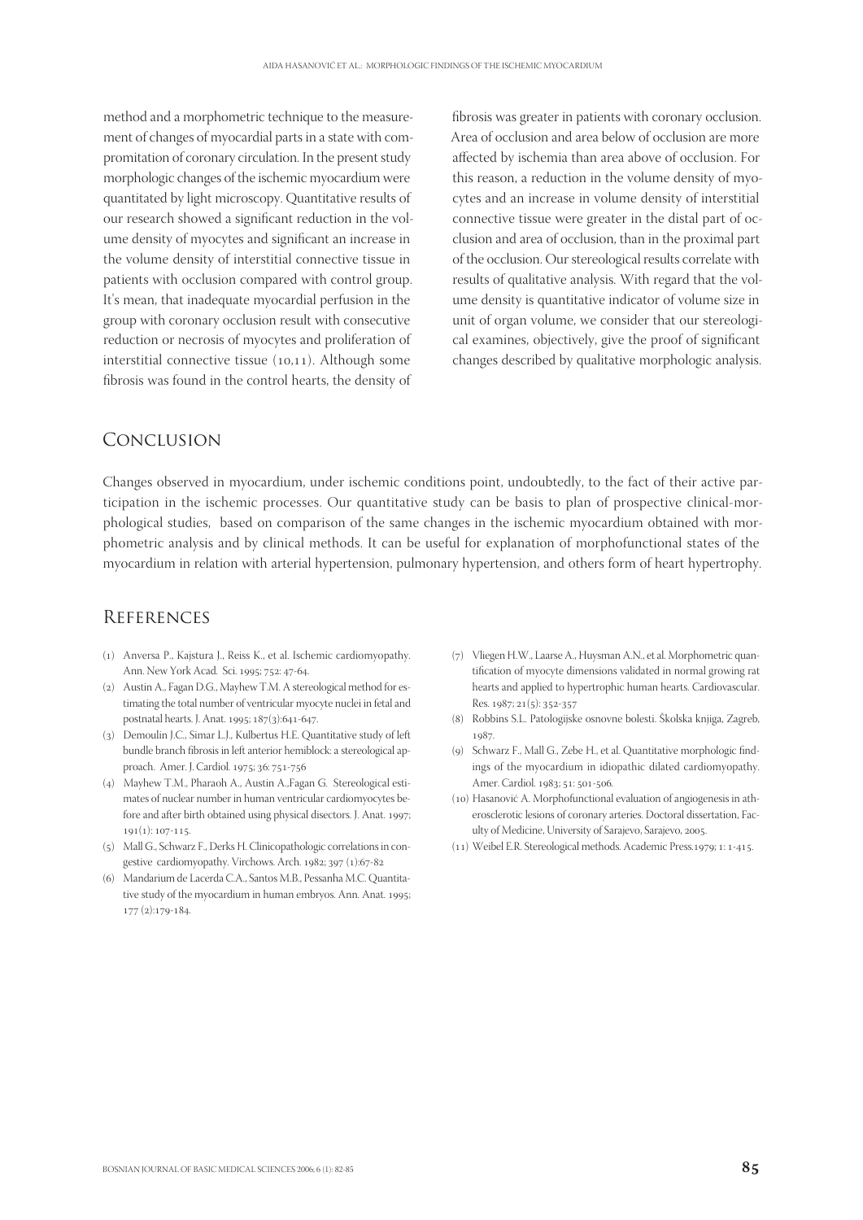method and a morphometric technique to the measurement of changes of myocardial parts in a state with compromitation of coronary circulation. In the present study morphologic changes of the ischemic myocardium were quantitated by light microscopy. Quantitative results of our research showed a significant reduction in the volume density of myocytes and significant an increase in the volume density of interstitial connective tissue in patients with occlusion compared with control group. It's mean, that inadequate myocardial perfusion in the group with coronary occlusion result with consecutive reduction or necrosis of myocytes and proliferation of interstitial connective tissue (10,11). Although some fibrosis was found in the control hearts, the density of fibrosis was greater in patients with coronary occlusion. Area of occlusion and area below of occlusion are more affected by ischemia than area above of occlusion. For this reason, a reduction in the volume density of myocytes and an increase in volume density of interstitial connective tissue were greater in the distal part of occlusion and area of occlusion, than in the proximal part of the occlusion. Our stereological results correlate with results of qualitative analysis. With regard that the volume density is quantitative indicator of volume size in unit of organ volume, we consider that our stereological examines, objectively, give the proof of significant changes described by qualitative morphologic analysis.

## Conclusion

Changes observed in myocardium, under ischemic conditions point, undoubtedly, to the fact of their active participation in the ischemic processes. Our quantitative study can be basis to plan of prospective clinical-morphological studies, based on comparison of the same changes in the ischemic myocardium obtained with morphometric analysis and by clinical methods. It can be useful for explanation of morphofunctional states of the myocardium in relation with arterial hypertension, pulmonary hypertension, and others form of heart hypertrophy.

## References

(1) Anversa P., Kajstura J., Reiss K., et al. Ischemic cardiomyopathy. Ann. New York Acad. Sci. 1995; 752: 47-64.

(2) Austin A., Fagan D.G., Mayhew T.M. A stereological method for estimating the total number of ventricular myocyte nuclei in fetal and postnatal hearts. J. Anat. 1995; 187(3):641-647.

(3) Demoulin J.C., Simar L.J., Kulbertus H.E. Quantitative study of left bundle branch fibrosis in left anterior hemiblock: a stereological approach. Amer. J. Cardiol. 1975; 36: 751-756

(4) Mayhew T.M., Pharaoh A., Austin A.,Fagan G. Stereological estimates of nuclear number in human ventricular cardiomyocytes before and after birth obtained using physical disectors. J. Anat. 1997; 191(1): 107-115.

(5) Mall G., Schwarz F., Derks H. Clinicopathologic correlations in congestive cardiomyopathy. Virchows. Arch. 1982; 397 (1):67-82

(6) Mandarium de Lacerda C.A., Santos M.B., Pessanha M.C. Quantitative study of the myocardium in human embryos. Ann. Anat. 1995; 177 (2):179-184.

(7) Vliegen H.W., Laarse A., Huysman A.N., et al. Morphometric quantification of myocyte dimensions validated in normal growing rat hearts and applied to hypertrophic human hearts. Cardiovascular. Res. 1987; 21(5): 352-357

(8) Robbins S.L. Patologijske osnovne bolesti. Školska knjiga, Zagreb, 1987.

(9) Schwarz F., Mall G., Zebe H., et al. Quantitative morphologic findings of the myocardium in idiopathic dilated cardiomyopathy. Amer. Cardiol. 1983; 51: 501-506.

(10) Hasanović A. Morphofunctional evaluation of angiogenesis in atherosclerotic lesions of coronary arteries. Doctoral dissertation, Faculty of Medicine, University of Sarajevo, Sarajevo, 2005.

(11) Weibel E.R. Stereological methods. Academic Press.1979; 1: 1-415.